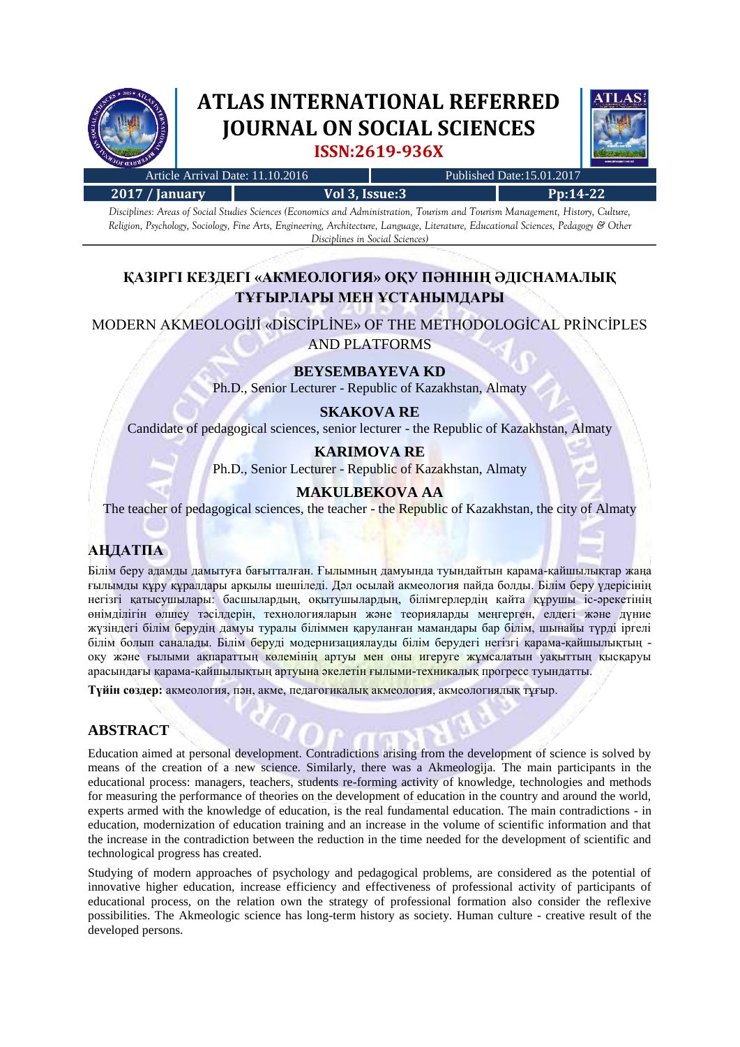# ҚАЗІРГІ КЕЗДЕГІ «АКМЕОЛОГИЯ» ОҚУ ПӘНІНІҢ ӘДІСНАМАЛЫҚ ТҰҒЫРЛАРЫ МЕН ҰСТАНЫМДАРЫ

## MODERN AKMEOLOGİJİ «DİSCİPLİNE» OF THE METHODOLOGİCAL PRİNCİPLES AND PLATFORMS

**BEYSEMBAYEVA KD**
Ph.D., Senior Lecturer - Republic of Kazakhstan, Almaty

**SKAKOVA RE**
Candidate of pedagogical sciences, senior lecturer - the Republic of Kazakhstan, Almaty

**KARIMOVA RE**
Ph.D., Senior Lecturer - Republic of Kazakhstan, Almaty

**MAKULBEKOVA AA**
The teacher of pedagogical sciences, the teacher - the Republic of Kazakhstan, the city of Almaty

## АҢДАТПА

Білім беру адамды дамытуға бағытталған. Ғылымның дамуында туындайтын қарама-қайшылықтар жаңа ғылымды құру құралдары арқылы шешіледі. Дәл осылай акмеология пайда болды. Білім беру үдерісінің негізгі қатысушылары: басшылардың, оқытушылардың, білімгерлердің қайта құрушы іс-әрекетінің өнімділігін өлшеу тәсілдерін, технологияларын және теорияларды меңгерген, елдегі және дүние жүзіндегі білім берудің дамуы туралы біліммен қаруланған мамандары бар білім, шынайы түрді іргелі білім болып саналады. Білім беруді модернизациялауды білім берудегі негізгі қарама-қайшылықтың - оқу және ғылыми ақпараттың көлемінің артуы мен оны игеруге жұмсалатын уақыттың қысқаруы арасындағы қарама-қайшылықтың артуына әкелетін ғылыми-техникалық прогресс туындатты.

**Түйін сөздер:** акмеология, пән, акме, педагогикалық акмеология, акмеологиялық тұғыр.

## ABSTRACT

Education aimed at personal development. Contradictions arising from the development of science is solved by means of the creation of a new science. Similarly, there was a Akmeologija. The main participants in the educational process: managers, teachers, students re-forming activity of knowledge, technologies and methods for measuring the performance of theories on the development of education in the country and around the world, experts armed with the knowledge of education, is the real fundamental education. The main contradictions - in education, modernization of education training and an increase in the volume of scientific information and that the increase in the contradiction between the reduction in the time needed for the development of scientific and technological progress has created.

Studying of modern approaches of psychology and pedagogical problems, are considered as the potential of innovative higher education, increase efficiency and effectiveness of professional activity of participants of educational process, on the relation own the strategy of professional formation also consider the reflexive possibilities. The Akmeologic science has long-term history as society. Human culture - creative result of the developed persons.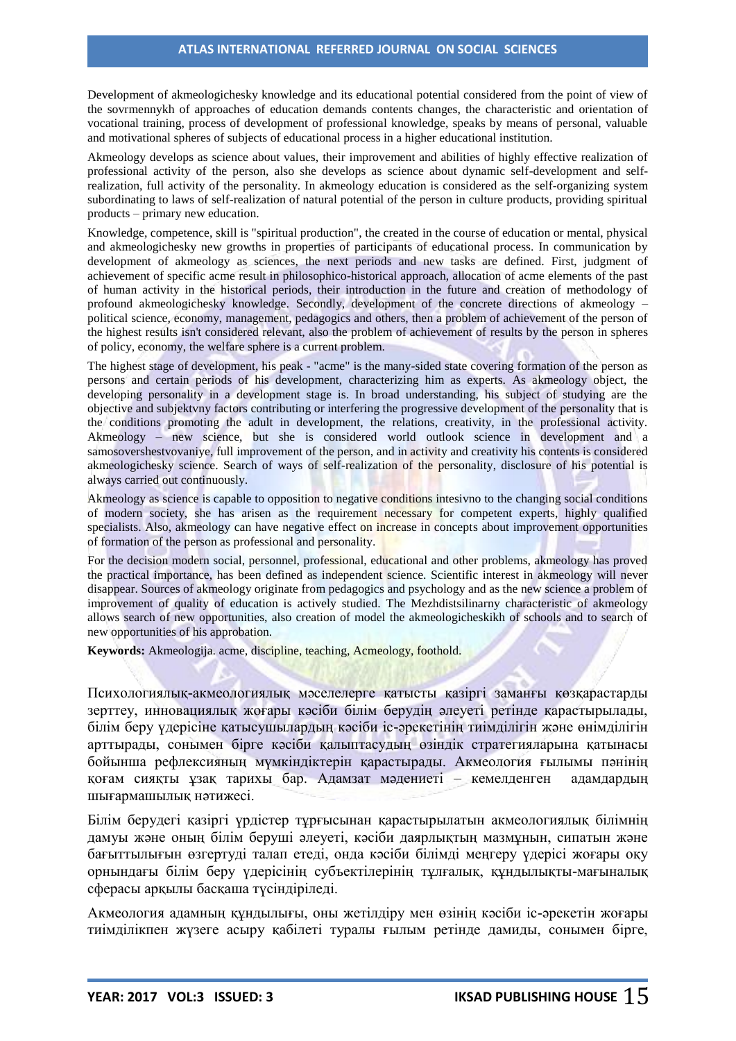Development of akmeologichesky knowledge and its educational potential considered from the point of view of the sovrmennykh of approaches of education demands contents changes, the characteristic and orientation of vocational training, process of development of professional knowledge, speaks by means of personal, valuable and motivational spheres of subjects of educational process in a higher educational institution.

Akmeology develops as science about values, their improvement and abilities of highly effective realization of professional activity of the person, also she develops as science about dynamic self-development and self-realization, full activity of the personality. In akmeology education is considered as the self-organizing system subordinating to laws of self-realization of natural potential of the person in culture products, providing spiritual products – primary new education.

Knowledge, competence, skill is "spiritual production", the created in the course of education or mental, physical and akmeologichesky new growths in properties of participants of educational process. In communication by development of akmeology as sciences, the next periods and new tasks are defined. First, judgment of achievement of specific acme result in philosophico-historical approach, allocation of acme elements of the past of human activity in the historical periods, their introduction in the future and creation of methodology of profound akmeologichesky knowledge. Secondly, development of the concrete directions of akmeology – political science, economy, management, pedagogics and others, then a problem of achievement of the person of the highest results isn't considered relevant, also the problem of achievement of results by the person in spheres of policy, economy, the welfare sphere is a current problem.

The highest stage of development, his peak - "acme" is the many-sided state covering formation of the person as persons and certain periods of his development, characterizing him as experts. As akmeology object, the developing personality in a development stage is. In broad understanding, his subject of studying are the objective and subjektvny factors contributing or interfering the progressive development of the personality that is the conditions promoting the adult in development, the relations, creativity, in the professional activity. Akmeology – new science, but she is considered world outlook science in development and a samosovershestvovaniye, full improvement of the person, and in activity and creativity his contents is considered akmeologichesky science. Search of ways of self-realization of the personality, disclosure of his potential is always carried out continuously.

Akmeology as science is capable to opposition to negative conditions intesivno to the changing social conditions of modern society, she has arisen as the requirement necessary for competent experts, highly qualified specialists. Also, akmeology can have negative effect on increase in concepts about improvement opportunities of formation of the person as professional and personality.

For the decision modern social, personnel, professional, educational and other problems, akmeology has proved the practical importance, has been defined as independent science. Scientific interest in akmeology will never disappear. Sources of akmeology originate from pedagogics and psychology and as the new science a problem of improvement of quality of education is actively studied. The Mezhdistsilinarny characteristic of akmeology allows search of new opportunities, also creation of model the akmeologicheskikh of schools and to search of new opportunities of his approbation.

**Keywords:** Akmeologija. acme, discipline, teaching, Acmeology, foothold.

Психологиялық-акмеологиялық мәселелерге қатысты қазіргі замандағы көзқарастарды зерттеу, инновациялық жоғары кәсіби білім берудің әлеуеті ретінде қарастырылады, білім беру үдерісіне қатысушылардың кәсіби іс-әрекетінің тиімділігін және өнімділігін арттырады, сонымен бірге кәсіби қалыптасудың өзіндік стратегияларына қатынасы бойынша рефлексияның мүмкіндіктерін қарастырады. Акмеология ғылымы пәнінің қоғам сияқты ұзақ тарихы бар. Адамзат мәдениеті – кемелденген адамдардың шығармашылық нәтижесі.

Білім берудегі қазіргі үрдістер тұрғысынан қарастырылатын акмеологиялық білімнің дамуы және оның білім беруші әлеуеті, кәсіби даярлықтың мазмұнын, сипатын және бағыттылығын өзгертуді талап етеді, онда кәсіби білімді меңгеру үдерісі жоғары оқу орнындағы білім беру үдерісінің субъектілерінің тұлғалық, құндылықты-мағыналық сферасы арқылы басқаша түсіндіріледі.

Акмеология адамның құндылығы, оны жетілдіру мен өзінің кәсіби іс-әрекетін жоғары тиімділікпен жүзеге асыру қабілеті туралы ғылым ретінде дамиды, сонымен бірге,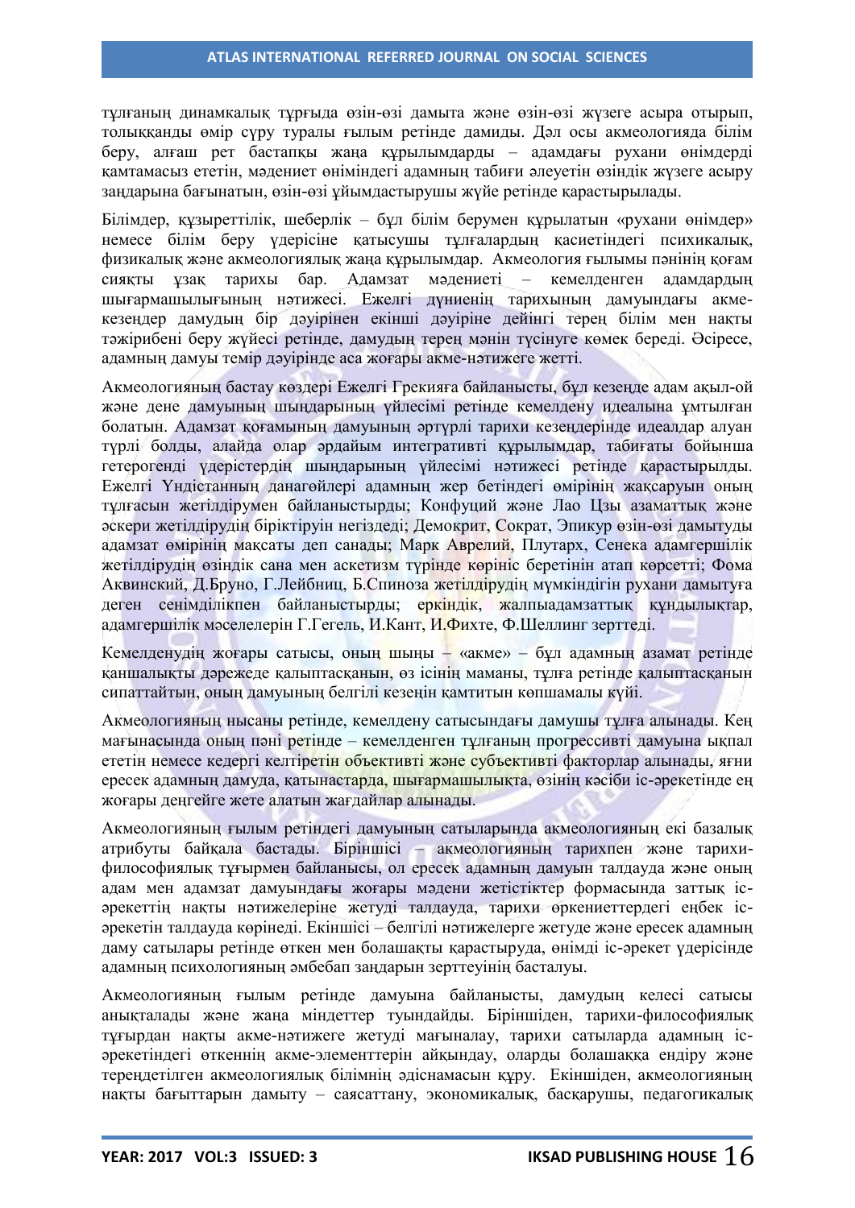тұлғаның динамкалық тұрғыда өзін-өзі дамыта және өзін-өзі жүзеге асыра отырып, толыққанды өмір сүру туралы ғылым ретінде дамиды. Дәл осы акмеологияда білім беру, алғаш рет бастапқы жаңа құрылымдарды – адамдағы рухани өнімдерді қамтамасыз ететін, мәдениет өніміндегі адамның табиғи әлеуетін өзіндік жүзеге асыру заңдарына бағынатын, өзін-өзі ұйымдастырушы жүйе ретінде қарастырылады.

Білімдер, құзыреттілік, шеберлік – бұл білім берумен құрылатын «рухани өнімдер» немесе білім беру үдерісіне қатысушы тұлғалардың қасиетіндегі психикалық, физикалық және акмеологиялық жаңа құрылымдар. Акмеология ғылымы пәнінің қоғам сияқты ұзақ тарихы бар. Адамзат мәдениеті – кемелденген адамдардың шығармашылығының нәтижесі. Ежелгі дүниенің тарихының дамуындағы акме-кезеңдер дамудың бір дәуірінен екінші дәуіріне дейінгі терең білім мен нақты тәжірибені беру жүйесі ретінде, дамудың терең мәнін түсінуге көмек береді. Әсіресе, адамның дамуы темір дәуірінде аса жоғары акме-нәтижеге жетті.

Акмеологияның бастау көздері Ежелгі Грекияға байланысты, бұл кезеңде адам ақыл-ой және дене дамуының шыңдарының үйлесімі ретінде кемелдену идеалына ұмтылған болатын. Адамзат қоғамының дамуының әртүрлі тарихи кезеңдерінде идеалдар алуан түрлі болды, алайда олар әрдайым интегративті құрылымдар, табиғаты бойынша гетерогенді үдерістердің шыңдарының үйлесімі нәтижесі ретінде қарастырылды. Ежелгі Үндістанның данагөйлері адамның жер бетіндегі өмірінің жақсаруын оның тұлғасын жетілдірумен байланыстырды; Конфуций және Лао Цзы азаматтық және әскери жетілдірудің біріктіруін негіздеді; Демокрит, Сократ, Эпикур өзін-өзі дамытуды адамзат өмірінің мақсаты деп санады; Марк Аврелий, Плутарх, Сенека адамгершілік жетілдірудің өзіндік сана мен аскетизм түрінде көрініс беретінін атап көрсетті; Фома Аквинский, Д.Бруно, Г.Лейбниц, Б.Спиноза жетілдірудің мүмкіндігін рухани дамытуға деген сенімділікпен байланыстырды; еркіндік, жалпыадамзаттық құндылықтар, адамгершілік мәселелерін Г.Гегель, И.Кант, И.Фихте, Ф.Шеллинг зерттеді.

Кемелденудің жоғары сатысы, оның шыңы – «акме» – бұл адамның азамат ретінде қаншалықты дәрежеде қалыптасқанын, өз ісінің маманы, тұлға ретінде қалыптасқанын сипаттайтын, оның дамуының белгілі кезеңін қамтитын көпшамалы күйі.

Акмеологияның нысаны ретінде, кемелдену сатысындағы дамушы тұлға алынады. Кең мағынасында оның пәні ретінде – кемелденген тұлғаның прогрессивті дамуына ықпал ететін немесе кедергі келтіретін объективті және субъективті факторлар алынады, яғни ересек адамның дамуда, қатынастарда, шығармашылықта, өзінің кәсіби іс-әрекетінде ең жоғары деңгейге жете алатын жағдайлар алынады.

Акмеологияның ғылым ретіндегі дамуының сатыларында акмеологияның екі базалық атрибуты байқала бастады. Біріншісі – акмеологияның тарихпен және тарихи-философиялық тұғырмен байланысы, ол ересек адамның дамуын талдауда және оның адам мен адамзат дамуындағы жоғары мәдени жетістіктер формасында заттық іс-әрекеттің нақты нәтижелеріне жетуді талдауда, тарихи өркениеттердегі еңбек іс-әрекетін талдауда көрінеді. Екіншісі – белгілі нәтижелерге жетуде және ересек адамның даму сатылары ретінде өткен мен болашақты қарастыруда, өнімді іс-әрекет үдерісінде адамның психологияның әмбебап заңдарын зерттеуінің басталуы.

Акмеологияның ғылым ретінде дамуына байланысты, дамудың келесі сатысы анықталады және жаңа міндеттер туындайды. Біріншіден, тарихи-философиялық тұғырдан нақты акме-нәтижеге жетуді мағыналау, тарихи сатыларда адамның іс-әрекетіндегі өткеннің акме-элементтерін айқындау, оларды болашаққа ендіру және тереңдетілген акмеологиялық білімнің әдіснамасын құру. Екіншіден, акмеологияның нақты бағыттарын дамыту – саясаттану, экономикалық, басқарушы, педагогикалық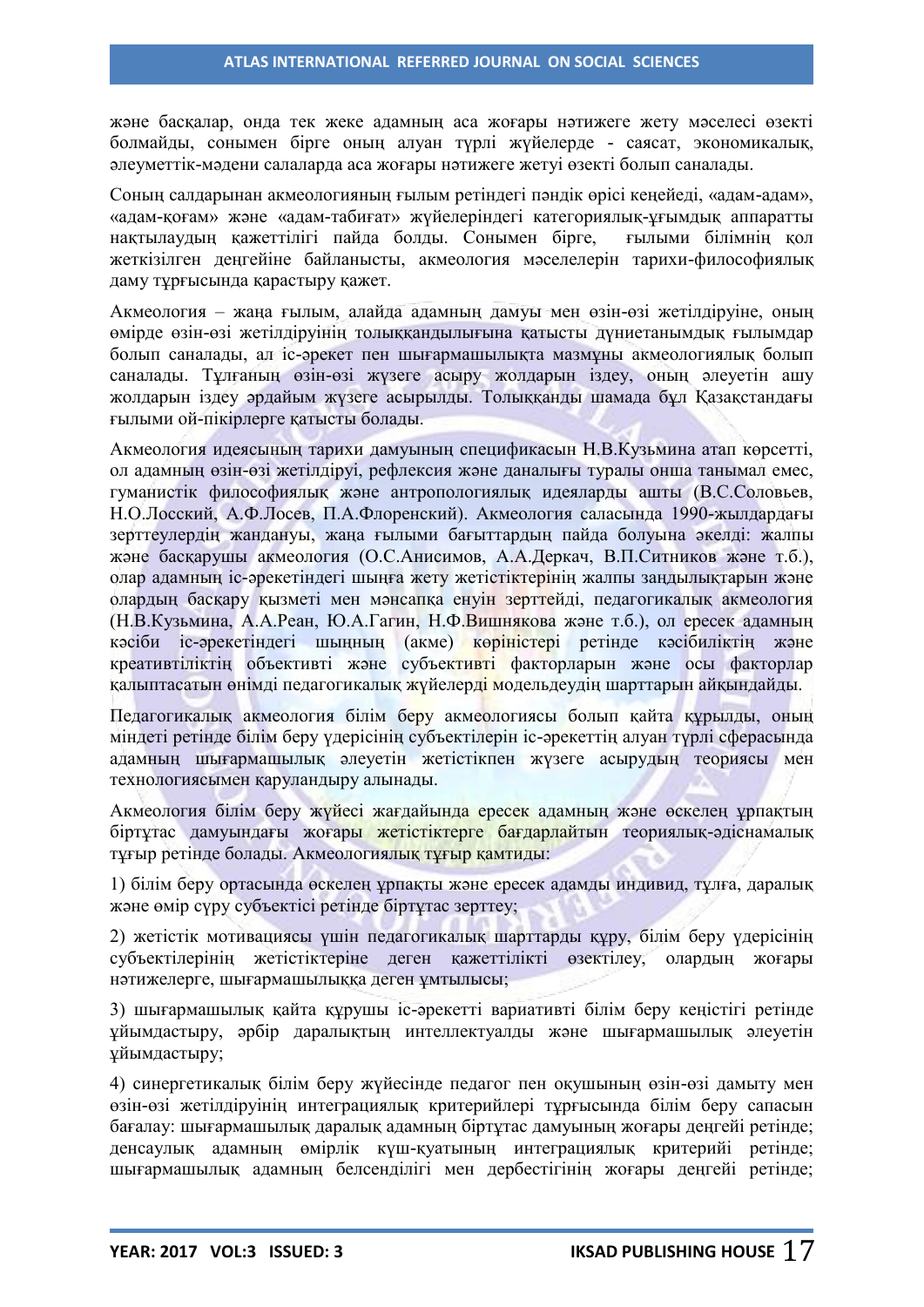және басқалар, онда тек жеке адамның аса жоғары нәтижеге жету мәселесі өзекті болмайды, сонымен бірге оның алуан түрлі жүйелерде - саясат, экономикалық, әлеуметтік-мәдени салаларда аса жоғары нәтижеге жетуі өзекті болып саналады.

Соның салдарынан акмеологияның ғылым ретіндегі пәндік өрісі кеңейеді, «адам-адам», «адам-қоғам» және «адам-табиғат» жүйелеріндегі категориялық-ұғымдық аппаратты нақтылаудың қажеттілігі пайда болды. Сонымен бірге, ғылыми білімнің қол жеткізілген деңгейіне байланысты, акмеология мәселелерін тарихи-философиялық даму тұрғысында қарастыру қажет.

Акмеология – жаңа ғылым, алайда адамның дамуы мен өзін-өзі жетілдіруіне, оның өмірде өзін-өзі жетілдіруінің толыққандылығына қатысты дүниетанымдық ғылымдар болып саналады, ал іс-әрекет пен шығармашылықта мазмұны акмеологиялық болып саналады. Тұлғаның өзін-өзі жүзеге асыру жолдарын іздеу, оның әлеуетін ашу жолдарын іздеу әрдайым жүзеге асырылды. Толыққанды шамада бұл Қазақстандағы ғылыми ой-пікірлерге қатысты болады.

Акмеология идеясының тарихи дамуының спецификасын Н.В.Кузьмина атап көрсетті, ол адамның өзін-өзі жетілдіруі, рефлексия және даналығы туралы онша танымал емес, гуманистік философиялық және антропологиялық идеяларды ашты (В.С.Соловьев, Н.О.Лосский, А.Ф.Лосев, П.А.Флоренский). Акмеология саласында 1990-жылдардағы зерттеулердің жандануы, жаңа ғылыми бағыттардың пайда болуына әкелді: жалпы және басқарушы акмеология (О.С.Анисимов, А.А.Деркач, В.П.Ситников және т.б.), олар адамның іс-әрекетіндегі шыңға жету жетістіктерінің жалпы заңдылықтарын және олардың басқару қызметі мен мансапқа енуін зерттейді, педагогикалық акмеология (Н.В.Кузьмина, А.А.Реан, Ю.А.Гагин, Н.Ф.Вишнякова және т.б.), ол ересек адамның кәсіби іс-әрекетіндегі шыңның (акме) көріністері ретінде кәсібиліктің және креативтіліктің объективті және субъективті факторларын және осы факторлар қалыптасатын өнімді педагогикалық жүйелерді модельдеудің шарттарын айқындайды.

Педагогикалық акмеология білім беру акмеологиясы болып қайта құрылды, оның міндеті ретінде білім беру үдерісінің субъектілерін іс-әрекеттің алуан түрлі сферасында адамның шығармашылық әлеуетін жетістікпен жүзеге асырудың теориясы мен технологиясымен қаруландыру алынады.

Акмеология білім беру жүйесі жағдайында ересек адамның және өскелең ұрпақтың біртұтас дамуындағы жоғары жетістіктерге бағдарлайтын теориялық-әдіснамалық тұғыр ретінде болады. Акмеологиялық тұғыр қамтиды:

1) білім беру ортасында өскелең ұрпақты және ересек адамды индивид, тұлға, даралық және өмір сүру субъектісі ретінде біртұтас зерттеу;

2) жетістік мотивациясы үшін педагогикалық шарттарды құру, білім беру үдерісінің субъектілерінің жетістіктеріне деген қажеттілікті өзектілеу, олардың жоғары нәтижелерге, шығармашылыққа деген ұмтылысы;

3) шығармашылық қайта құрушы іс-әрекетті вариативті білім беру кеңістігі ретінде ұйымдастыру, әрбір даралықтың интеллектуалды және шығармашылық әлеуетін ұйымдастыру;

4) синергетикалық білім беру жүйесінде педагог пен оқушының өзін-өзі дамыту мен өзін-өзі жетілдіруінің интеграциялық критерийлері тұрғысында білім беру сапасын бағалау: шығармашылық даралық адамның біртұтас дамуының жоғары деңгейі ретінде; денсаулық адамның өмірлік күш-қуатының интеграциялық критерийі ретінде; шығармашылық адамның белсенділігі мен дербестігінің жоғары деңгейі ретінде;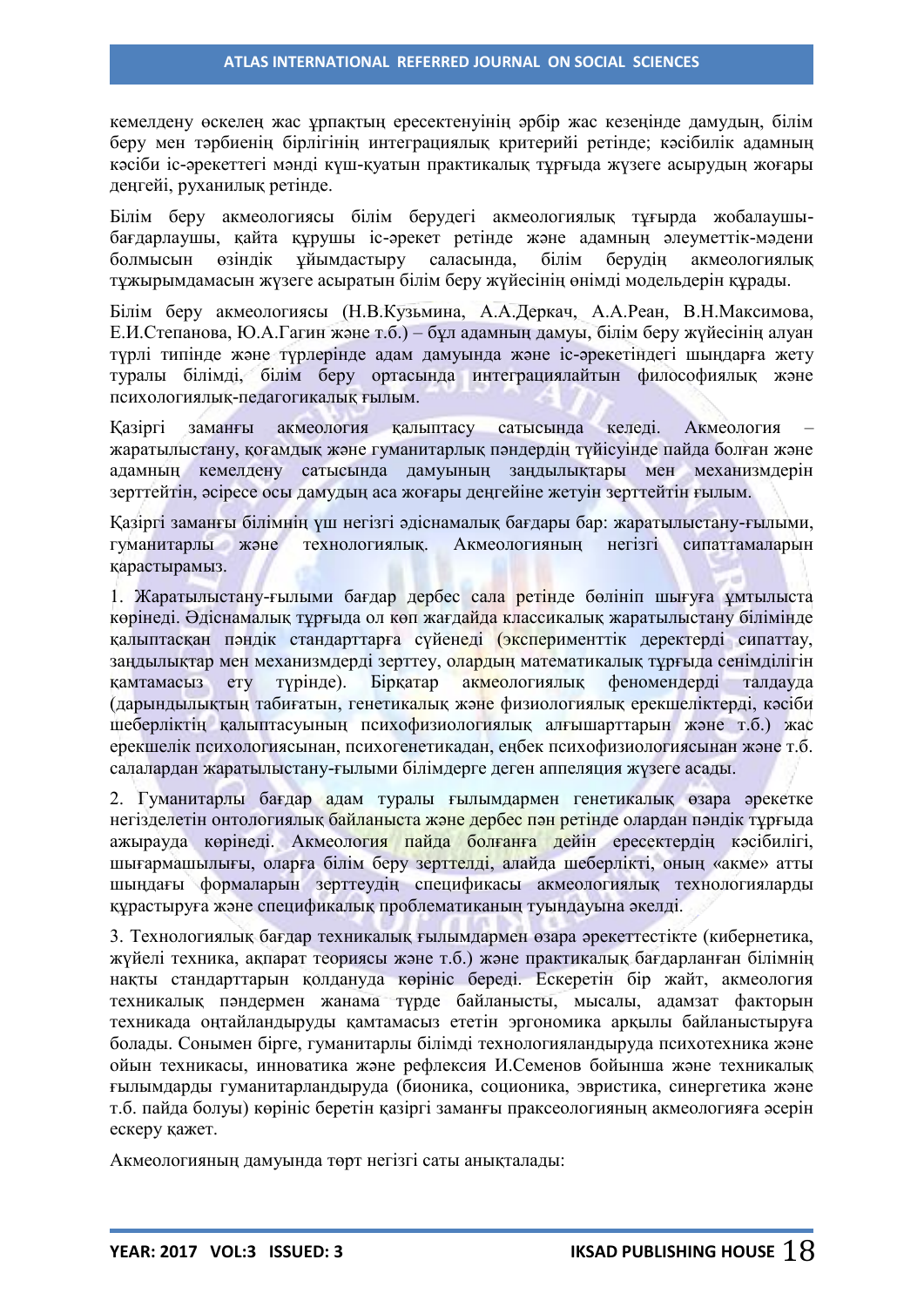кемелдену өскелең жас ұрпақтың ересектенуінің әрбір жас кезеңінде дамудың, білім беру мен тәрбиенің бірлігінің интеграциялық критерийі ретінде; кәсібилік адамның кәсіби іс-әрекеттегі мәнді күш-қуатын практикалық тұрғыда жүзеге асырудың жоғары деңгейі, руханилық ретінде.

Білім беру акмеологиясы білім берудегі акмеологиялық тұғырда жобалаушы-бағдарлаушы, қайта құрушы іс-әрекет ретінде және адамның әлеуметтік-мәдени болмысын өзіндік ұйымдастыру саласында, білім берудің акмеологиялық тұжырымдамасын жүзеге асыратын білім беру жүйесінің өнімді модельдерін құрады.

Білім беру акмеологиясы (Н.В.Кузьмина, А.А.Деркач, А.А.Реан, В.Н.Максимова, Е.И.Степанова, Ю.А.Гагин және т.б.) – бұл адамның дамуы, білім беру жүйесінің алуан түрлі типінде және түрлерінде адам дамуында және іс-әрекетіндегі шыңдарға жету туралы білімді, білім беру ортасында интеграциялайтын философиялық және психологиялық-педагогикалық ғылым.

Қазіргі заманғы акмеология қалыптасу сатысында келеді. Акмеология – жаратылыстану, қоғамдық және гуманитарлық пәндердің түйісуінде пайда болған және адамның кемелдену сатысында дамуының заңдылықтары мен механизмдерін зерттейтін, әсіресе осы дамудың аса жоғары деңгейіне жетуін зерттейтін ғылым.

Қазіргі заманғы білімнің үш негізгі әдіснамалық бағдары бар: жаратылыстану-ғылыми, гуманитарлы және технологиялық. Акмеологияның негізгі сипаттамаларын қарастырамыз.

1. Жаратылыстану-ғылыми бағдар дербес сала ретінде бөлініп шығуға ұмтылыста көрінеді. Әдіснамалық тұрғыда ол көп жағдайда классикалық жаратылыстану білімінде қалыптасқан пәндік стандарттарға сүйенеді (эксперименттік деректерді сипаттау, заңдылықтар мен механизмдерді зерттеу, олардың математикалық тұрғыда сенімділігін қамтамасыз ету түрінде). Бірқатар акмеологиялық феномендерді талдауда (дарындылықтың табиғатын, генетикалық және физиологиялық ерекшеліктерді, кәсіби шеберліктің қалыптасуының психофизиологиялық алғышарттарын және т.б.) жас ерекшелік психологиясынан, психогенетикадан, еңбек психофизиологиясынан және т.б. салалардан жаратылыстану-ғылыми білімдерге деген аппеляция жүзеге асады.

2. Гуманитарлы бағдар адам туралы ғылымдармен генетикалық өзара әрекетке негізделетін онтологиялық байланыста және дербес пән ретінде олардан пәндік тұрғыда ажырауда көрінеді. Акмеология пайда болғанға дейін ересектердің кәсібилігі, шығармашылығы, оларға білім беру зерттелді, алайда шеберлікті, оның «акме» атты шыңдағы формаларын зерттеудің спецификасы акмеологиялық технологияларды құрастыруға және спецификалық проблематиканың туындауына әкелді.

3. Технологиялық бағдар техникалық ғылымдармен өзара әрекеттестікте (кибернетика, жүйелі техника, ақпарат теориясы және т.б.) және практикалық бағдарланған білімнің нақты стандарттарын қолдануда көрініс береді. Ескеретін бір жайт, акмеология техникалық пәндермен жанама түрде байланысты, мысалы, адамзат факторын техникада оңтайландыруды қамтамасыз ететін эргономика арқылы байланыстыруға болады. Сонымен бірге, гуманитарлы білімді технологияландыруда психотехника және ойын техникасы, инноватика және рефлексия И.Семенов бойынша және техникалық ғылымдарды гуманитарландыруда (бионика, соционика, эвристика, синергетика және т.б. пайда болуы) көрініс беретін қазіргі заманғы праксеологияның акмеологияға әсерін ескеру қажет.

Акмеологияның дамуында төрт негізгі саты анықталады: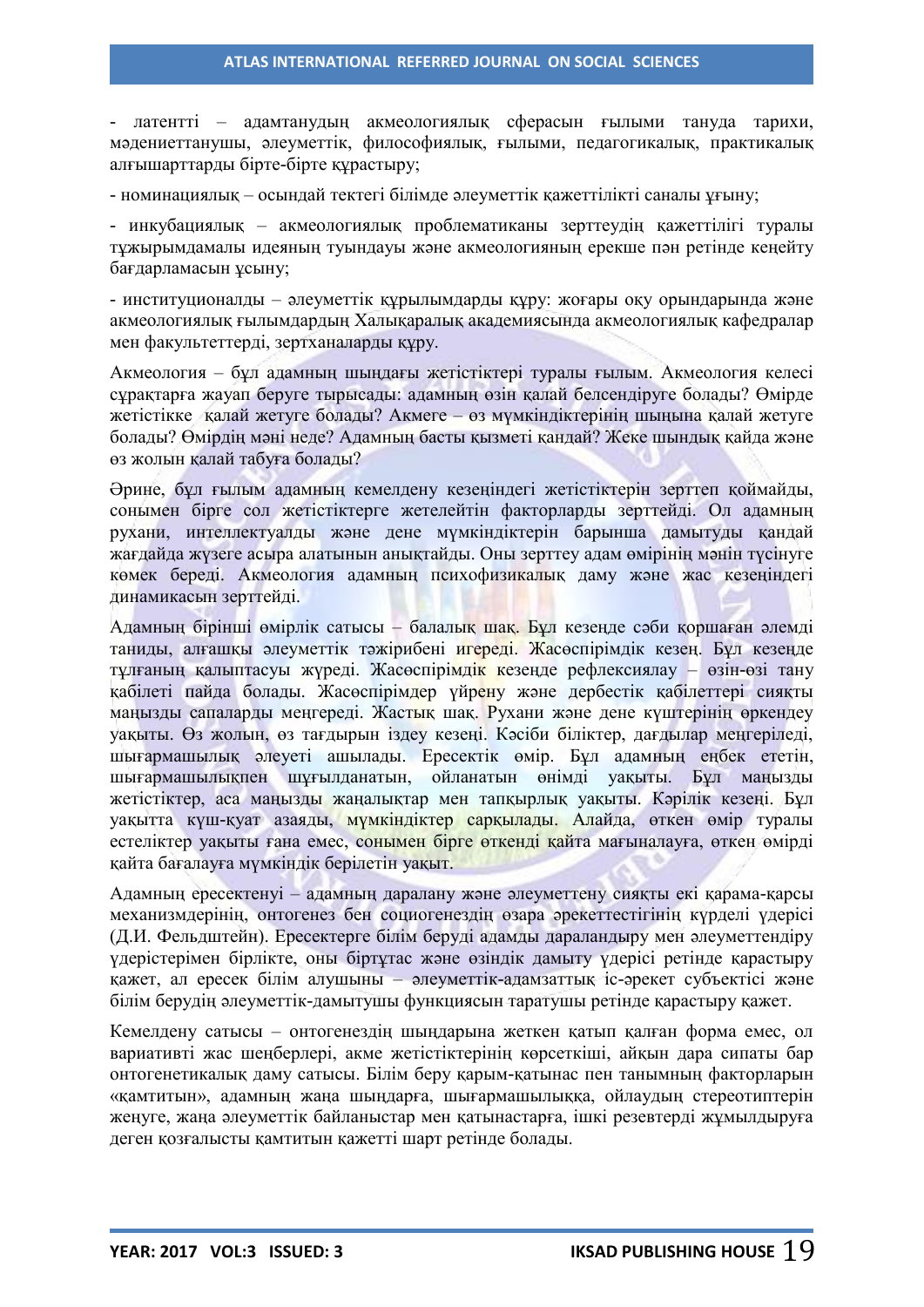- латентті – адамтанудың акмеологиялық сферасын ғылыми тануда тарихи, мәдениеттанушы, әлеуметтік, философиялық, ғылыми, педагогикалық, практикалық алғышарттарды бірте-бірте құрастыру;

- номинациялық – осындай тектегі білімде әлеуметтік қажеттілікті саналы ұғыну;

- инкубациялық – акмеологиялық проблематиканы зерттеудің қажеттілігі туралы тұжырымдамалы идеяның туындауы және акмеологияның ерекше пән ретінде кеңейту бағдарламасын ұсыну;

- институционалды – әлеуметтік құрылымдарды құру: жоғары оқу орындарында және акмеологиялық ғылымдардың Халықаралық академиясында акмеологиялық кафедралар мен факультеттерді, зертханаларды құру.

Акмеология – бұл адамның шыңдағы жетістіктері туралы ғылым. Акмеология келесі сұрақтарға жауап беруге тырысады: адамның өзін қалай белсендіруге болады? Өмірде жетістікке қалай жетуге болады? Акмеге – өз мүмкіндіктерінің шыңына қалай жетуге болады? Өмірдің мәні неде? Адамның басты қызметі қандай? Жеке шындық қайда және өз жолын қалай табуға болады?

Әрине, бұл ғылым адамның кемелдену кезеңіндегі жетістіктерін зерттеп қоймайды, сонымен бірге сол жетістіктерге жетелейтін факторларды зерттейді. Ол адамның рухани, интеллектуалды және дене мүмкіндіктерін барынша дамытуды қандай жағдайда жүзеге асыра алатынын анықтайды. Оны зерттеу адам өмірінің мәнін түсінуге көмек береді. Акмеология адамның психофизикалық даму және жас кезеңіндегі динамикасын зерттейді.

Адамның бірінші өмірлік сатысы – балалық шақ. Бұл кезеңде сәби қоршаған әлемді таниды, алғашқы әлеуметтік тәжірибені игереді. Жасөспірімдік кезең. Бұл кезеңде тұлғаның қалыптасуы жүреді. Жасөспірімдік кезеңде рефлексиялау – өзін-өзі тану қабілеті пайда болады. Жасөспірімдер үйрену және дербестік қабілеттері сияқты маңызды сапаларды меңгереді. Жастық шақ. Рухани және дене күштерінің өркендеу уақыты. Өз жолын, өз тағдырын іздеу кезеңі. Кәсіби біліктер, дағдылар меңгеріледі, шығармашылық әлеуеті ашылады. Ересектік өмір. Бұл адамның еңбек ететін, шығармашылықпен шұғылданатын, ойланатын өнімді уақыты. Бұл маңызды жетістіктер, аса маңызды жаңалықтар мен тапқырлық уақыты. Кәрілік кезеңі. Бұл уақытта күш-қуат азаяды, мүмкіндіктер сарқылады. Алайда, өткен өмір туралы естеліктер уақыты ғана емес, сонымен бірге өткенді қайта мағыналауға, өткен өмірді қайта бағалауға мүмкіндік берілетін уақыт.

Адамның ересектенуі – адамның даралану және әлеуметтену сияқты екі қарама-қарсы механизмдерінің, онтогенез бен социогенездің өзара әрекеттестігінің күрделі үдерісі (Д.И. Фельдштейн). Ересектерге білім беруді адамды даралаындыру мен әлеуметтендіру үдерістерімен бірлікте, оны біртұтас және өзіндік дамыту үдерісі ретінде қарастыру қажет, ал ересек білім алушыны – әлеуметтік-адамзаттық іс-әрекет субъектісі және білім берудің әлеуметтік-дамытушы функциясын таратушы ретінде қарастыру қажет.

Кемелдену сатысы – онтогенездің шыңдарына жеткен қатып қалған форма емес, ол вариативті жас шеңберлері, акме жетістіктерінің көрсеткіші, айқын дара сипаты бар онтогенетикалық даму сатысы. Білім беру қарым-қатынас пен танымның факторларын «қамтитын», адамның жаңа шыңдарға, шығармашылыққа, ойлаудың стереотиптерін жеңуге, жаңа әлеуметтік байланыстар мен қатынастарға, ішкі резевтерді жұмылдыруға деген қозғалысты қамтитын қажетті шарт ретінде болады.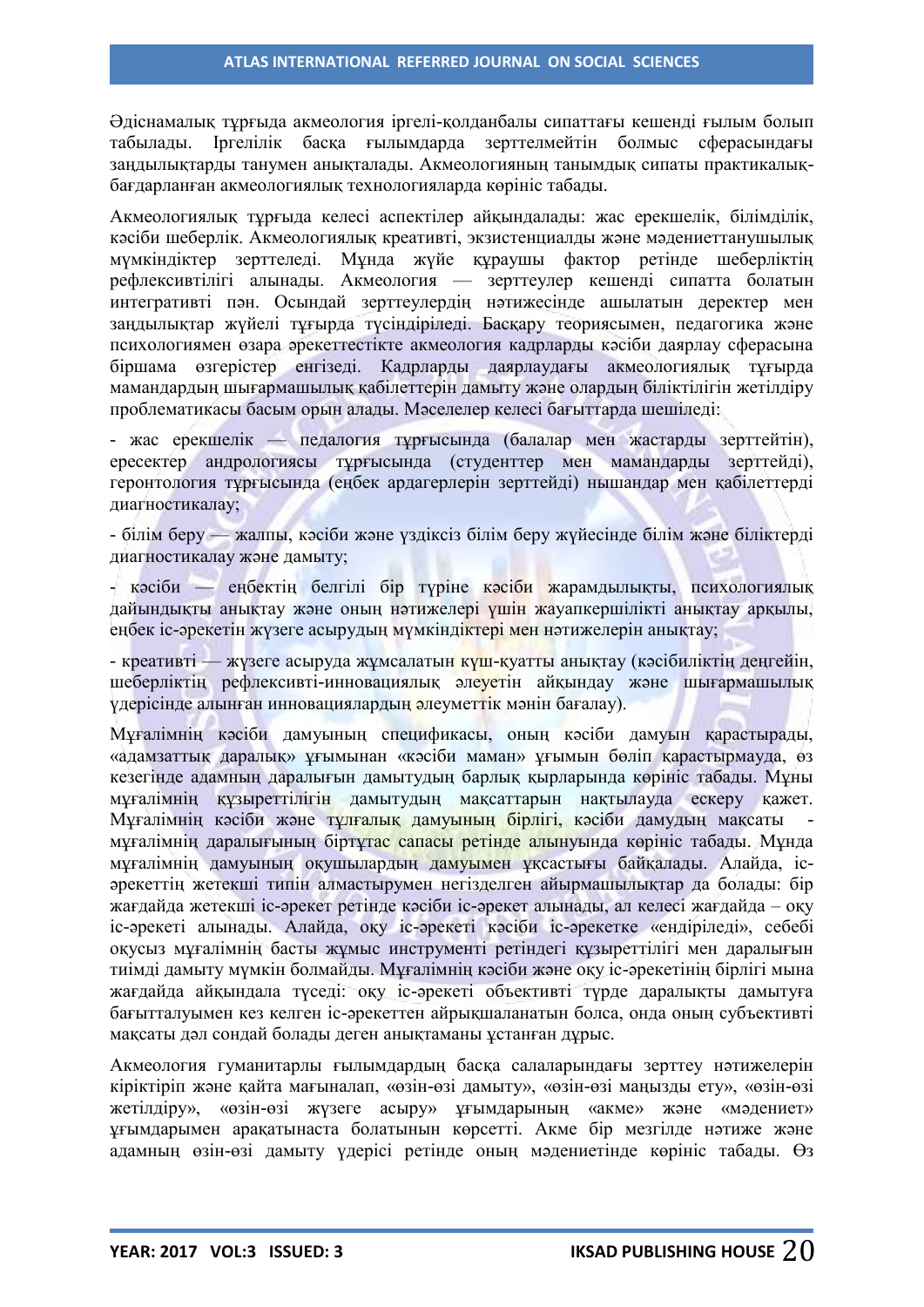Әдіснамалық тұрғыда акмеология іргелі-қолданбалы сипаттағы кешенді ғылым болып табылады. Іргелілік басқа ғылымдарда зерттелмейтін болмыс сферасындағы заңдылықтарды танумен анықталады. Акмеологияның танымдық сипаты практикалық-бағдарланған акмеологиялық технологияларда көрініс табады.

Акмеологиялық тұрғыда келесі аспектілер айқындалады: жас ерекшелік, білімділік, кәсіби шеберлік. Акмеологиялық креативті, экзистенциалды және мәдениеттанушылық мүмкіндіктер зерттеледі. Мұнда жүйе құраушы фактор ретінде шеберліктің рефлексивтілігі алынады. Акмеология — зерттеулер кешенді сипатта болатын интегративті пән. Осындай зерттеулердің нәтижесінде ашылатын деректер мен заңдылықтар жүйелі тұрғыда түсіндіріледі. Басқару теориясымен, педагогика және психологиямен өзара әрекеттестікте акмеология кадрларды кәсіби даярлау сферасына біршама өзгерістер енгізеді. Кадрларды даярлаудағы акмеологиялық тұрғыда мамандардың шығармашылық қабілеттерін дамыту және олардың біліктілігін жетілдіру проблематикасы басым орын алады. Мәселелер келесі бағыттарда шешіледі:

- жас ерекшелік — педалогия тұрғысында (балалар мен жастарды зерттейтін), ересектер андрологиясы тұрғысында (студенттер мен мамандарды зерттейді), геронтология тұрғысында (еңбек ардагерлерін зерттейді) нышандар мен қабілеттерді диагностикалау;

- білім беру — жалпы, кәсіби және үздіксіз білім беру жүйесінде білім және біліктерді диагностикалау және дамыту;

- кәсіби — еңбектің белгілі бір түріне кәсіби жарамдылықты, психологиялық дайындықты анықтау және оның нәтижелері үшін жауапкершілікті анықтау арқылы, еңбек іс-әрекетін жүзеге асырудың мүмкіндіктері мен нәтижелерін анықтау;

- креативті — жүзеге асыруда жұмсалатын күш-қуатты анықтау (кәсібиліктің деңгейін, шеберліктің рефлексивті-инновациялық әлеуетін айқындау және шығармашылық үдерісінде алынған инновациялардың әлеуметтік мәнін бағалау).

Мұғалімнің кәсіби дамуының спецификасы, оның кәсіби дамуын қарастырады, «адамзаттық даралық» ұғымынан «кәсіби маман» ұғымын бөліп қарастырмауда, өз кезегінде адамның даралығын дамытудың барлық қырларында көрініс табады. Мұны мұғалімнің құзыреттілігін дамытудың мақсаттарын нақтылауда ескеру қажет. Мұғалімнің кәсіби және тұлғалық дамуының бірлігі, кәсіби дамудың мақсаты - мұғалімнің даралығының біртұтас сапасы ретінде алынуында көрініс табады. Мұнда мұғалімнің дамуының оқушылардың дамуымен ұқсастығы байқалады. Алайда, іс-әрекеттің жетекші типін алмастырумен негізделген айырмашылықтар да болады: бір жағдайда жетекші іс-әрекет ретінде кәсіби іс-әрекет алынады, ал келесі жағдайда – оқу іс-әрекеті алынады. Алайда, оқу іс-әрекеті кәсіби іс-әрекетке «ендіріледі», себебі оқусыз мұғалімнің басты жұмыс инструменті ретіндегі құзыреттілігі мен даралығын тиімді дамыту мүмкін болмайды. Мұғалімнің кәсіби және оқу іс-әрекетінің бірлігі мына жағдайда айқындала түседі: оқу іс-әрекеті объективті түрде даралықты дамытуға бағытталуымен кез келген іс-әрекеттен айрықшаланатын болса, онда оның субъективті мақсаты дәл сондай болады деген анықтаманы ұстанған дұрыс.

Акмеология гуманитарлы ғылымдардың басқа салаларындағы зерттеу нәтижелерін кіріктіріп және қайта мағыналап, «өзін-өзі дамыту», «өзін-өзі маңызды ету», «өзін-өзі жетілдіру», «өзін-өзі жүзеге асыру» ұғымдарының «акме» және «мәдениет» ұғымдарымен арақатынаста болатынын көрсетті. Акме бір мезгілде нәтиже және адамның өзін-өзі дамыту үдерісі ретінде оның мәдениетінде көрініс табады. Өз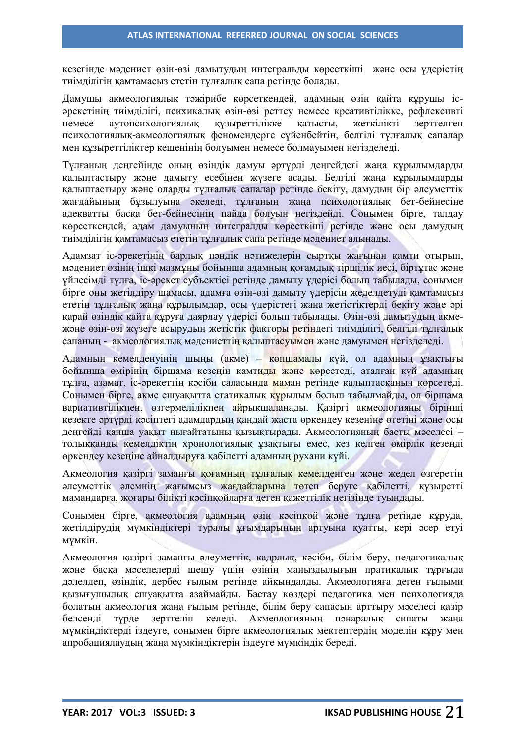кезегінде мәдениет өзін-өзі дамытудың интегральды көрсеткіші және осы үдерістің тиімділігін қамтамасыз ететін тұлғалық сапа ретінде болады.

Дамушы акмеологиялық тәжірибе көрсеткендей, адамның өзін қайта құрушы іс-әрекетінің тиімділігі, психикалық өзін-өзі реттеу немесе креативтілікке, рефлексивті немесе аутопсихологиялық құзыреттілікке қатысты, жеткілікті зерттелген психологиялық-акмеологиялық феномендерге сүйенбейтін, белгілі тұлғалық сапалар мен құзыреттіліктер кешенінің болуымен немесе болмауымен негізделеді.

Тұлғаның деңгейінде оның өзіндік дамуы әртүрлі деңгейдегі жаңа құрылымдарды қалыптастыру және дамыту есебінен жүзеге асады. Белгілі жаңа құрылымдарды қалыптастыру және оларды тұлғалық сапалар ретінде бекіту, дамудың бір әлеуметтік жағдайының бұзылуына әкеледі, тұлғаның жаңа психологиялық бет-бейнесіне адекватты басқа бет-бейнесінің пайда болуын негіздейді. Сонымен бірге, талдау көрсеткендей, адам дамуының интегралды көрсеткіші ретінде және осы дамудың тиімділігін қамтамасыз ететін тұлғалық сапа ретінде мәдениет алынады.

Адамзат іс-әрекетінің барлық пәндік нәтижелерін сыртқы жағынан қамти отырып, мәдениет өзінің ішкі мазмұны бойынша адамның қоғамдық тіршілік иесі, біртұтас және үйлесімді тұлға, іс-әрекет субъектісі ретінде дамыту үдерісі болып табылады, сонымен бірге оны жетілдіру шамасы, адамға өзін-өзі дамыту үдерісін жеделдетуді қамтамасыз ететін тұлғалық жаңа құрылымдар, осы үдерістегі жаңа жетістіктерді бекіту және әрі қарай өзіндік қайта құруға даярлау үдерісі болып табылады. Өзін-өзі дамытудың акме- және өзін-өзі жүзеге асырудың жетістік факторы ретіндегі тиімділігі, белгілі тұлғалық сапаның - акмеологиялық мәдениеттің қалыптасуымен және дамуымен негізделеді.

Адамның кемелденуінің шыңы (акме) – көпшамалы күй, ол адамның ұзақтығы бойынша өмірінің біршама кезеңін қамтиды және көрсетеді, аталған күй адамның тұлға, азамат, іс-әрекеттің кәсіби саласында маман ретінде қалыптасқанын көрсетеді. Сонымен бірге, акме ешуақытта статикалық құрылым болып табылмайды, ол біршама вариативтілікпен, өзгермелілікпен айрықшаланады. Қазіргі акмеологияны бірінші кезекте әртүрлі кәсіптегі адамдардың қандай жаста өркендеу кезеңіне өтетіні және осы деңгейді қанша уақыт нығайтатыны қызықтырады. Акмеологияның басты мәселесі – толыққанды кемелдіктің хронологиялық ұзақтығы емес, кез келген өмірлік кезеңді өркендеу кезеңіне айналдыруға қабілетті адамның рухани күйі.

Акмеология қазіргі заманғы қоғамның тұлғалық кемелденген және жедел өзгеретін әлеуметтік әлемнің жағымсыз жағдайларына төтеп беруге қабілетті, құзыретті мамандарға, жоғары білікті кәсіпқойларға деген қажеттілік негізінде туындады.

Сонымен бірге, акмеология адамның өзін кәсіпқой және тұлға ретінде құруда, жетілдірудің мүмкіндіктері туралы ұғымдарының артуына қуатты, кері әсер етуі мүмкін.

Акмеология қазіргі заманғы әлеуметтік, кадрлық, кәсіби, білім беру, педагогикалық және басқа мәселелерді шешу үшін өзінің маңыздылығын пратикалық тұрғыда дәлелдеп, өзіндік, дербес ғылым ретінде айқындалды. Акмеологияға деген ғылыми қызығушылық ешуақытта азаймайды. Бастау көздері педагогика мен психологияда болатын акмеология жаңа ғылым ретінде, білім беру сапасын арттыру мәселесі қазір белсенді түрде зерттеліп келеді. Акмеологияның пәнаралық сипаты жаңа мүмкіндіктерді іздеуге, сонымен бірге акмеологиялық мектептердің моделін құру мен апробациялаудың жаңа мүмкіндіктерін іздеуге мүмкіндік береді.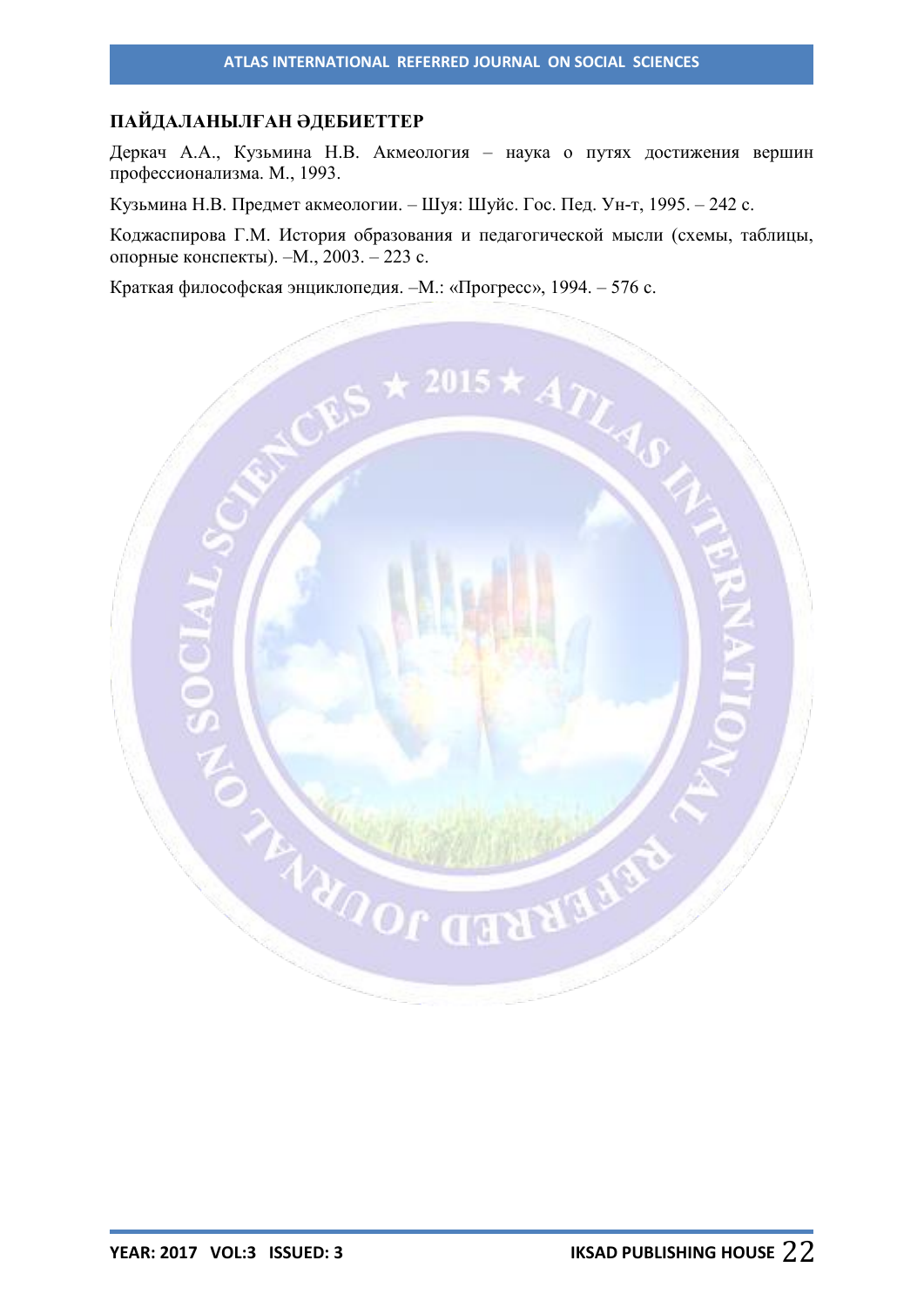## ПАЙДАЛАНЫЛҒАН ӘДЕБИЕТТЕР

Деркач А.А., Кузьмина Н.В. Акмеология – наука о путях достижения вершин профессионализма. М., 1993.

Кузьмина Н.В. Предмет акмеологии. – Шуя: Шуйс. Гос. Пед. Ун-т, 1995. – 242 с.

Коджаспирова Г.М. История образования и педагогической мысли (схемы, таблицы, опорные конспекты). –М., 2003. – 223 с.

Краткая философская энциклопедия. –М.: «Прогресс», 1994. – 576 с.